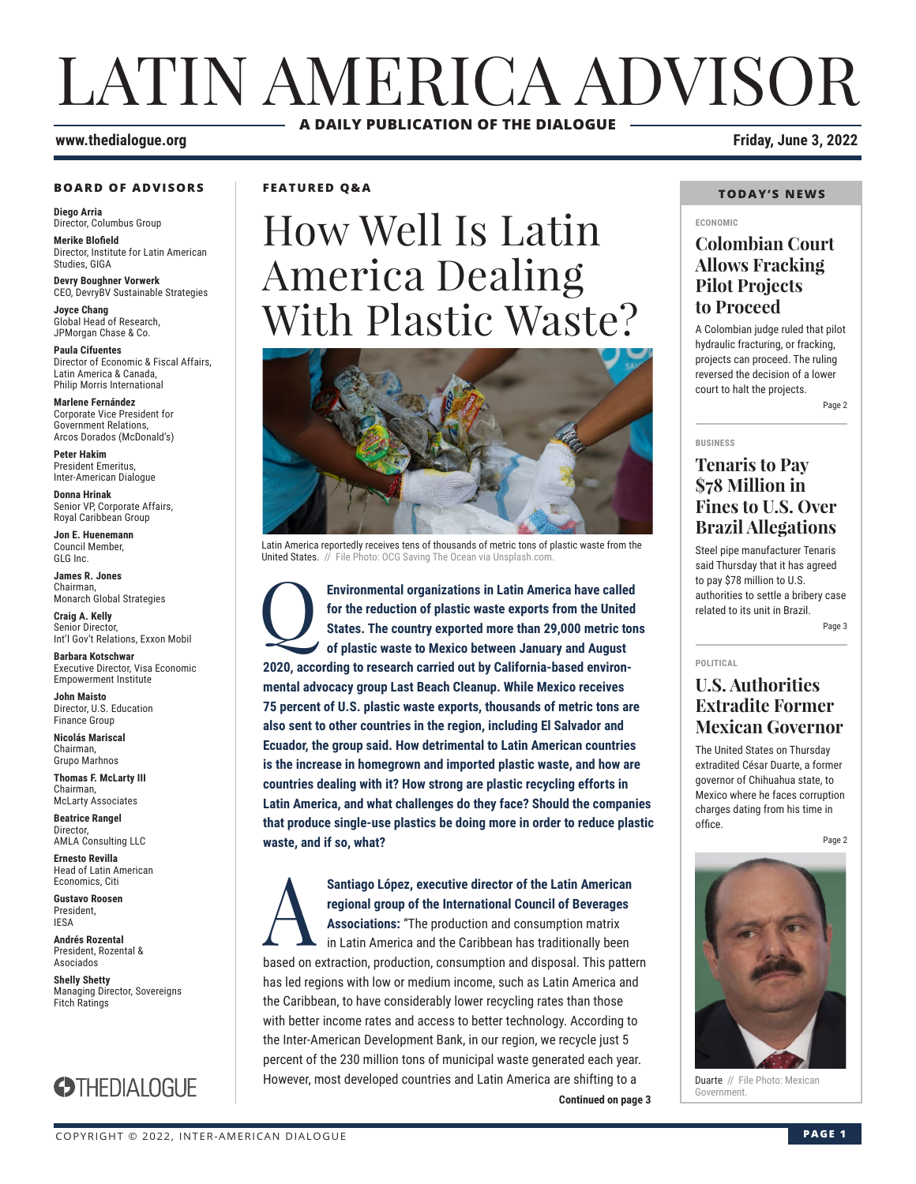# LATIN AMERICA ADVISOR

**A DAILY PUBLICATION OF THE DIALOGUE**

**www.thedialogue.org** **Friday, June 3, 2022**

### BOARD OF ADVISORS

**Diego Arria**
Director, Columbus Group

**Merike Blofield**
Director, Institute for Latin American Studies, GIGA

**Devry Boughner Vorwerk**
CEO, DevryBV Sustainable Strategies

**Joyce Chang**
Global Head of Research, JPMorgan Chase & Co.

**Paula Cifuentes**
Director of Economic & Fiscal Affairs, Latin America & Canada, Philip Morris International

**Marlene Fernández**
Corporate Vice President for Government Relations, Arcos Dorados (McDonald's)

**Peter Hakim**
President Emeritus, Inter-American Dialogue

**Donna Hrinak**
Senior VP, Corporate Affairs, Royal Caribbean Group

**Jon E. Huenemann**
Council Member, GLG Inc.

**James R. Jones**
Chairman, Monarch Global Strategies

**Craig A. Kelly**
Senior Director, Int'l Gov't Relations, Exxon Mobil

**Barbara Kotschwar**
Executive Director, Visa Economic Empowerment Institute

**John Maisto**
Director, U.S. Education Finance Group

**Nicolás Mariscal**
Chairman, Grupo Marhnos

**Thomas F. McLarty III**
Chairman, McLarty Associates

**Beatrice Rangel**
Director, AMLA Consulting LLC

**Ernesto Revilla**
Head of Latin American Economics, Citi

**Gustavo Roosen**
President, IESA

**Andrés Rozental**
President, Rozental & Asociados

**Shelly Shetty**
Managing Director, Sovereigns Fitch Ratings

THEDIALOGUE

**FEATURED Q&A**

## How Well Is Latin America Dealing With Plastic Waste?

Latin America reportedly receives tens of thousands of metric tons of plastic waste from the United States. // File Photo: OCG Saving The Ocean via Unsplash.com.

**Q: Environmental organizations in Latin America have called for the reduction of plastic waste exports from the United States. The country exported more than 29,000 metric tons of plastic waste to Mexico between January and August 2020, according to research carried out by California-based environmental advocacy group Last Beach Cleanup. While Mexico receives 75 percent of U.S. plastic waste exports, thousands of metric tons are also sent to other countries in the region, including El Salvador and Ecuador, the group said. How detrimental to Latin American countries is the increase in homegrown and imported plastic waste, and how are countries dealing with it? How strong are plastic recycling efforts in Latin America, and what challenges do they face? Should the companies that produce single-use plastics be doing more in order to reduce plastic waste, and if so, what?**

**A: Santiago López, executive director of the Latin American regional group of the International Council of Beverages Associations:** "The production and consumption matrix in Latin America and the Caribbean has traditionally been based on extraction, production, consumption and disposal. This pattern has led regions with low or medium income, such as Latin America and the Caribbean, to have considerably lower recycling rates than those with better income rates and access to better technology. According to the Inter-American Development Bank, in our region, we recycle just 5 percent of the 230 million tons of municipal waste generated each year. However, most developed countries and Latin America are shifting to a

**Continued on page 3**

### TODAY'S NEWS

ECONOMIC

#### Colombian Court Allows Fracking Pilot Projects to Proceed

A Colombian judge ruled that pilot hydraulic fracturing, or fracking, projects can proceed. The ruling reversed the decision of a lower court to halt the projects.

Page 2

BUSINESS

#### Tenaris to Pay $78 Million in Fines to U.S. Over Brazil Allegations

Steel pipe manufacturer Tenaris said Thursday that it has agreed to pay $78 million to U.S. authorities to settle a bribery case related to its unit in Brazil.

Page 3

POLITICAL

#### U.S. Authorities Extradite Former Mexican Governor

The United States on Thursday extradited César Duarte, a former governor of Chihuahua state, to Mexico where he faces corruption charges dating from his time in office.

Page 2

Duarte // File Photo: Mexican Government.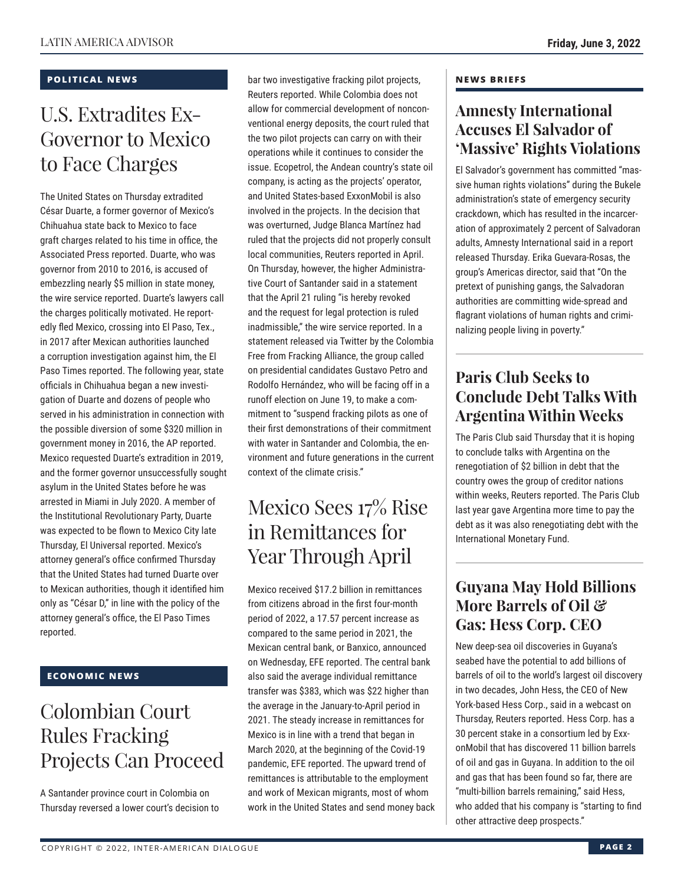## POLITICAL NEWS

# U.S. Extradites Ex-Governor to Mexico to Face Charges

The United States on Thursday extradited César Duarte, a former governor of Mexico's Chihuahua state back to Mexico to face graft charges related to his time in office, the Associated Press reported. Duarte, who was governor from 2010 to 2016, is accused of embezzling nearly $5 million in state money, the wire service reported. Duarte's lawyers call the charges politically motivated. He reportedly fled Mexico, crossing into El Paso, Tex., in 2017 after Mexican authorities launched a corruption investigation against him, the El Paso Times reported. The following year, state officials in Chihuahua began a new investigation of Duarte and dozens of people who served in his administration in connection with the possible diversion of some $320 million in government money in 2016, the AP reported. Mexico requested Duarte's extradition in 2019, and the former governor unsuccessfully sought asylum in the United States before he was arrested in Miami in July 2020. A member of the Institutional Revolutionary Party, Duarte was expected to be flown to Mexico City late Thursday, El Universal reported. Mexico's attorney general's office confirmed Thursday that the United States had turned Duarte over to Mexican authorities, though it identified him only as "César D," in line with the policy of the attorney general's office, the El Paso Times reported.

## ECONOMIC NEWS

# Colombian Court Rules Fracking Projects Can Proceed

A Santander province court in Colombia on Thursday reversed a lower court's decision to bar two investigative fracking pilot projects, Reuters reported. While Colombia does not allow for commercial development of nonconventional energy deposits, the court ruled that the two pilot projects can carry on with their operations while it continues to consider the issue. Ecopetrol, the Andean country's state oil company, is acting as the projects' operator, and United States-based ExxonMobil is also involved in the projects. In the decision that was overturned, Judge Blanca Martínez had ruled that the projects did not properly consult local communities, Reuters reported in April. On Thursday, however, the higher Administrative Court of Santander said in a statement that the April 21 ruling "is hereby revoked and the request for legal protection is ruled inadmissible," the wire service reported. In a statement released via Twitter by the Colombia Free from Fracking Alliance, the group called on presidential candidates Gustavo Petro and Rodolfo Hernández, who will be facing off in a runoff election on June 19, to make a commitment to "suspend fracking pilots as one of their first demonstrations of their commitment with water in Santander and Colombia, the environment and future generations in the current context of the climate crisis."

# Mexico Sees 17% Rise in Remittances for Year Through April

Mexico received $17.2 billion in remittances from citizens abroad in the first four-month period of 2022, a 17.57 percent increase as compared to the same period in 2021, the Mexican central bank, or Banxico, announced on Wednesday, EFE reported. The central bank also said the average individual remittance transfer was $383, which was $22 higher than the average in the January-to-April period in 2021. The steady increase in remittances for Mexico is in line with a trend that began in March 2020, at the beginning of the Covid-19 pandemic, EFE reported. The upward trend of remittances is attributable to the employment and work of Mexican migrants, most of whom work in the United States and send money back

## NEWS BRIEFS

### Amnesty International Accuses El Salvador of 'Massive' Rights Violations

El Salvador's government has committed "massive human rights violations" during the Bukele administration's state of emergency security crackdown, which has resulted in the incarceration of approximately 2 percent of Salvadoran adults, Amnesty International said in a report released Thursday. Erika Guevara-Rosas, the group's Americas director, said that "On the pretext of punishing gangs, the Salvadoran authorities are committing wide-spread and flagrant violations of human rights and criminalizing people living in poverty."

### Paris Club Seeks to Conclude Debt Talks With Argentina Within Weeks

The Paris Club said Thursday that it is hoping to conclude talks with Argentina on the renegotiation of $2 billion in debt that the country owes the group of creditor nations within weeks, Reuters reported. The Paris Club last year gave Argentina more time to pay the debt as it was also renegotiating debt with the International Monetary Fund.

### Guyana May Hold Billions More Barrels of Oil & Gas: Hess Corp. CEO

New deep-sea oil discoveries in Guyana's seabed have the potential to add billions of barrels of oil to the world's largest oil discovery in two decades, John Hess, the CEO of New York-based Hess Corp., said in a webcast on Thursday, Reuters reported. Hess Corp. has a 30 percent stake in a consortium led by ExxonMobil that has discovered 11 billion barrels of oil and gas in Guyana. In addition to the oil and gas that has been found so far, there are "multi-billion barrels remaining," said Hess, who added that his company is "starting to find other attractive deep prospects."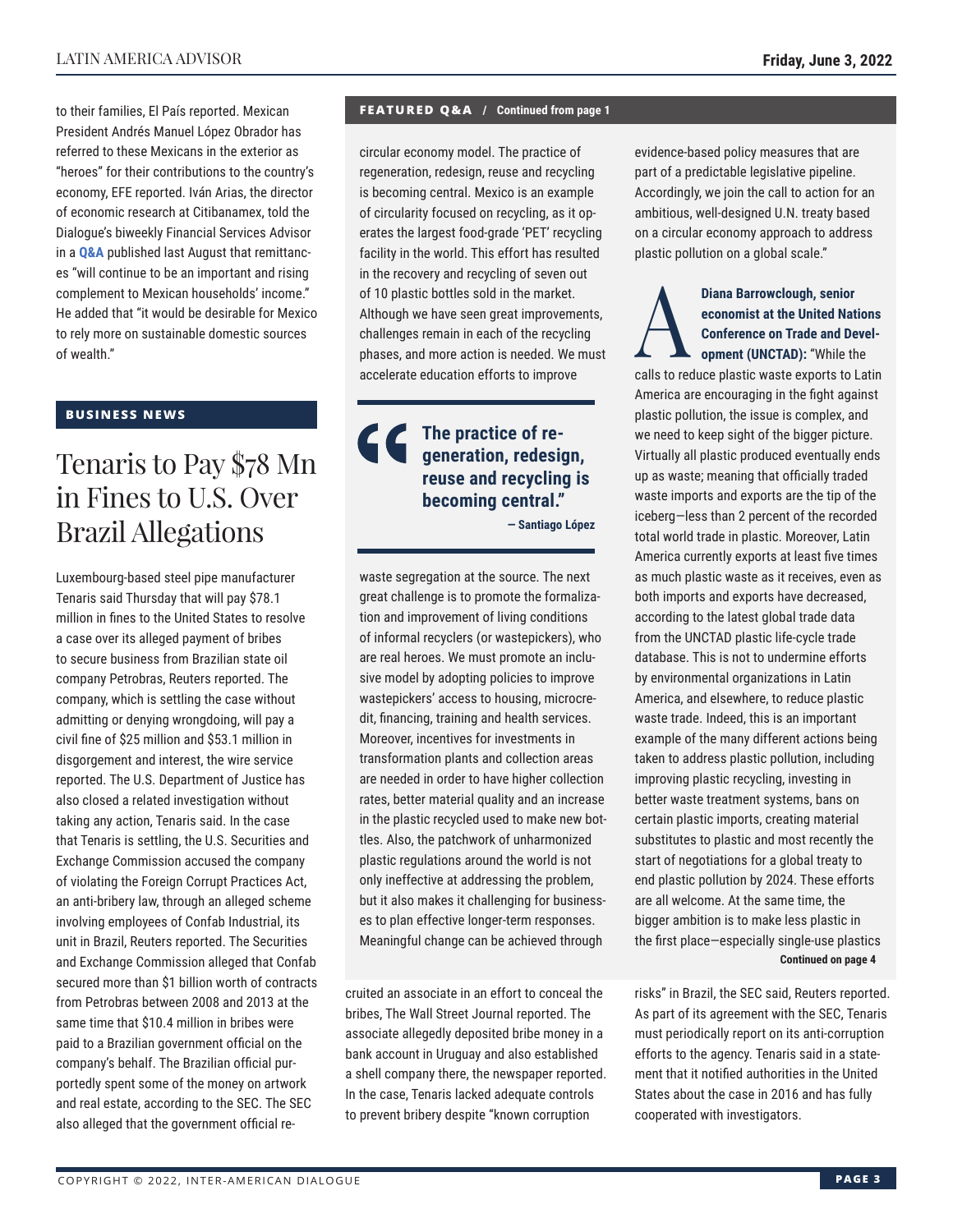to their families, El País reported. Mexican President Andrés Manuel López Obrador has referred to these Mexicans in the exterior as "heroes" for their contributions to the country's economy, EFE reported. Iván Arias, the director of economic research at Citibanamex, told the Dialogue's biweekly Financial Services Advisor in a **Q&A** published last August that remittances "will continue to be an important and rising complement to Mexican households' income." He added that "it would be desirable for Mexico to rely more on sustainable domestic sources of wealth."

**BUSINESS NEWS**

## Tenaris to Pay $78 Mn in Fines to U.S. Over Brazil Allegations

Luxembourg-based steel pipe manufacturer Tenaris said Thursday that will pay $78.1 million in fines to the United States to resolve a case over its alleged payment of bribes to secure business from Brazilian state oil company Petrobras, Reuters reported. The company, which is settling the case without admitting or denying wrongdoing, will pay a civil fine of $25 million and $53.1 million in disgorgement and interest, the wire service reported. The U.S. Department of Justice has also closed a related investigation without taking any action, Tenaris said. In the case that Tenaris is settling, the U.S. Securities and Exchange Commission accused the company of violating the Foreign Corrupt Practices Act, an anti-bribery law, through an alleged scheme involving employees of Confab Industrial, its unit in Brazil, Reuters reported. The Securities and Exchange Commission alleged that Confab secured more than $1 billion worth of contracts from Petrobras between 2008 and 2013 at the same time that $10.4 million in bribes were paid to a Brazilian government official on the company's behalf. The Brazilian official purportedly spent some of the money on artwork and real estate, according to the SEC. The SEC also alleged that the government official recruited an associate in an effort to conceal the bribes, The Wall Street Journal reported. The associate allegedly deposited bribe money in a bank account in Uruguay and also established a shell company there, the newspaper reported. In the case, Tenaris lacked adequate controls to prevent bribery despite "known corruption risks" in Brazil, the SEC said, Reuters reported. As part of its agreement with the SEC, Tenaris must periodically report on its anti-corruption efforts to the agency. Tenaris said in a statement that it notified authorities in the United States about the case in 2016 and has fully cooperated with investigators.

**FEATURED Q&A / Continued from page 1**

circular economy model. The practice of regeneration, redesign, reuse and recycling is becoming central. Mexico is an example of circularity focused on recycling, as it operates the largest food-grade 'PET' recycling facility in the world. This effort has resulted in the recovery and recycling of seven out of 10 plastic bottles sold in the market. Although we have seen great improvements, challenges remain in each of the recycling phases, and more action is needed. We must accelerate education efforts to improve waste segregation at the source. The next great challenge is to promote the formalization and improvement of living conditions of informal recyclers (or wastepickers), who are real heroes. We must promote an inclusive model by adopting policies to improve wastepickers' access to housing, microcredit, financing, training and health services. Moreover, incentives for investments in transformation plants and collection areas are needed in order to have higher collection rates, better material quality and an increase in the plastic recycled used to make new bottles. Also, the patchwork of unharmonized plastic regulations around the world is not only ineffective at addressing the problem, but it also makes it challenging for businesses to plan effective longer-term responses. Meaningful change can be achieved through evidence-based policy measures that are part of a predictable legislative pipeline. Accordingly, we join the call to action for an ambitious, well-designed U.N. treaty based on a circular economy approach to address plastic pollution on a global scale."

> **The practice of regeneration, redesign, reuse and recycling is becoming central."**
> — Santiago López

**A** **Diana Barrowclough, senior economist at the United Nations Conference on Trade and Development (UNCTAD):** "While the calls to reduce plastic waste exports to Latin America are encouraging in the fight against plastic pollution, the issue is complex, and we need to keep sight of the bigger picture. Virtually all plastic produced eventually ends up as waste; meaning that officially traded waste imports and exports are the tip of the iceberg—less than 2 percent of the recorded total world trade in plastic. Moreover, Latin America currently exports at least five times as much plastic waste as it receives, even as both imports and exports have decreased, according to the latest global trade data from the UNCTAD plastic life-cycle trade database. This is not to undermine efforts by environmental organizations in Latin America, and elsewhere, to reduce plastic waste trade. Indeed, this is an important example of the many different actions being taken to address plastic pollution, including improving plastic recycling, investing in better waste treatment systems, bans on certain plastic imports, creating material substitutes to plastic and most recently the start of negotiations for a global treaty to end plastic pollution by 2024. These efforts are all welcome. At the same time, the bigger ambition is to make less plastic in the first place—especially single-use plastics

**Continued on page 4**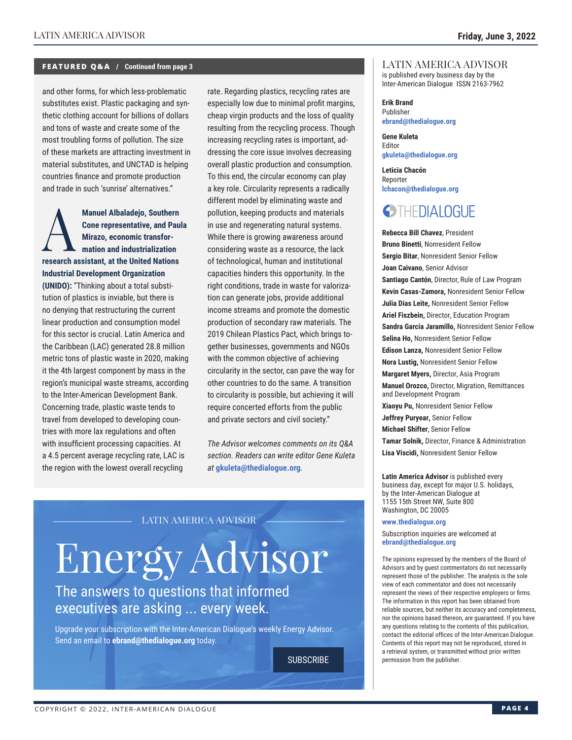**FEATURED Q&A / Continued from page 3**

and other forms, for which less-problematic substitutes exist. Plastic packaging and synthetic clothing account for billions of dollars and tons of waste and create some of the most troubling forms of pollution. The size of these markets are attracting investment in material substitutes, and UNCTAD is helping countries finance and promote production and trade in such 'sunrise' alternatives."

**A** **Manuel Albaladejo, Southern Cone representative, and Paula Mirazo, economic transformation and industrialization research assistant, at the United Nations Industrial Development Organization (UNIDO):** "Thinking about a total substitution of plastics is inviable, but there is no denying that restructuring the current linear production and consumption model for this sector is crucial. Latin America and the Caribbean (LAC) generated 28.8 million metric tons of plastic waste in 2020, making it the 4th largest component by mass in the region's municipal waste streams, according to the Inter-American Development Bank. Concerning trade, plastic waste tends to travel from developed to developing countries with more lax regulations and often with insufficient processing capacities. At a 4.5 percent average recycling rate, LAC is the region with the lowest overall recycling rate. Regarding plastics, recycling rates are especially low due to minimal profit margins, cheap virgin products and the loss of quality resulting from the recycling process. Though increasing recycling rates is important, addressing the core issue involves decreasing overall plastic production and consumption. To this end, the circular economy can play a key role. Circularity represents a radically different model by eliminating waste and pollution, keeping products and materials in use and regenerating natural systems. While there is growing awareness around considering waste as a resource, the lack of technological, human and institutional capacities hinders this opportunity. In the right conditions, trade in waste for valorization can generate jobs, provide additional income streams and promote the domestic production of secondary raw materials. The 2019 Chilean Plastics Pact, which brings together businesses, governments and NGOs with the common objective of achieving circularity in the sector, can pave the way for other countries to do the same. A transition to circularity is possible, but achieving it will require concerted efforts from the public and private sectors and civil society."

*The Advisor welcomes comments on its Q&A section. Readers can write editor Gene Kuleta at* **gkuleta@thedialogue.org**.

LATIN AMERICA ADVISOR

# Energy Advisor

The answers to questions that informed executives are asking ... every week.

Upgrade your subscription with the Inter-American Dialogue's weekly Energy Advisor. Send an email to **ebrand@thedialogue.org** today.

SUBSCRIBE

LATIN AMERICA ADVISOR
is published every business day by the Inter-American Dialogue ISSN 2163-7962

**Erik Brand**
Publisher
**ebrand@thedialogue.org**

**Gene Kuleta**
Editor
**gkuleta@thedialogue.org**

**Leticia Chacón**
Reporter
**lchacon@thedialogue.org**

THEDIALOGUE

**Rebecca Bill Chavez**, President
**Bruno Binetti**, Nonresident Fellow
**Sergio Bitar**, Nonresident Senior Fellow
**Joan Caivano**, Senior Advisor
**Santiago Cantón**, Director, Rule of Law Program
**Kevin Casas-Zamora,** Nonresident Senior Fellow
**Julia Dias Leite,** Nonresident Senior Fellow
**Ariel Fiszbein,** Director, Education Program
**Sandra García Jaramillo,** Nonresident Senior Fellow
**Selina Ho,** Nonresident Senior Fellow
**Edison Lanza,** Nonresident Senior Fellow
**Nora Lustig,** Nonresident Senior Fellow
**Margaret Myers,** Director, Asia Program
**Manuel Orozco,** Director, Migration, Remittances and Development Program
**Xiaoyu Pu,** Nonresident Senior Fellow
**Jeffrey Puryear,** Senior Fellow
**Michael Shifter**, Senior Fellow
**Tamar Solnik,** Director, Finance & Administration
**Lisa Viscidi,** Nonresident Senior Fellow

**Latin America Advisor** is published every business day, except for major U.S. holidays, by the Inter-American Dialogue at
1155 15th Street NW, Suite 800
Washington, DC 20005

**www.thedialogue.org**

Subscription inquiries are welcomed at
**ebrand@thedialogue.org**

The opinions expressed by the members of the Board of Advisors and by guest commentators do not necessarily represent those of the publisher. The analysis is the sole view of each commentator and does not necessarily represent the views of their respective employers or firms. The information in this report has been obtained from reliable sources, but neither its accuracy and completeness, nor the opinions based thereon, are guaranteed. If you have any questions relating to the contents of this publication, contact the editorial offices of the Inter-American Dialogue. Contents of this report may not be reproduced, stored in a retrieval system, or transmitted without prior written permission from the publisher.